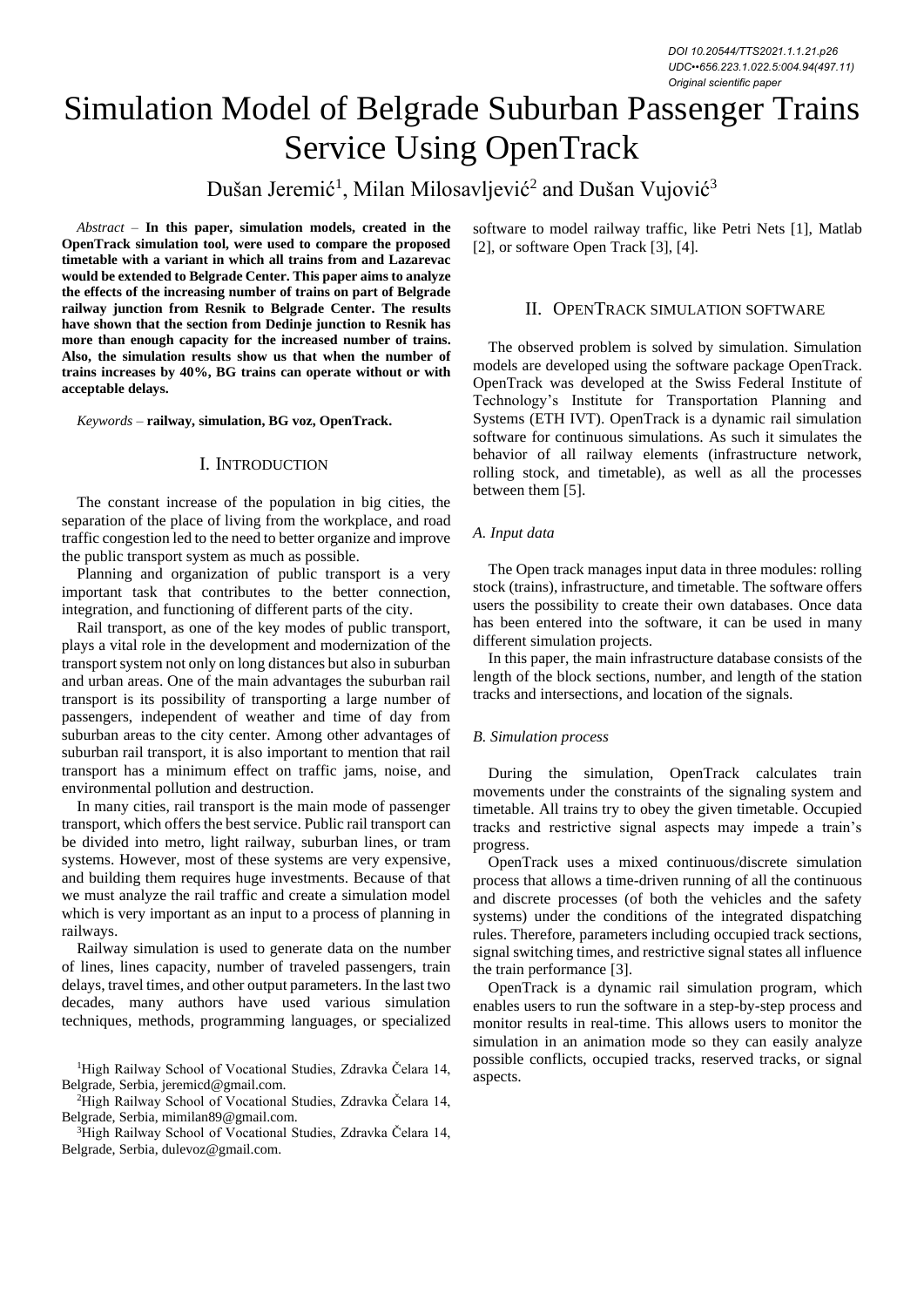*DOI 10.20544/TTS2021.1.1.21.p26*
*UDC••656.223.1.022.5:004.94(497.11)*
*Original scientific paper*

# Simulation Model of Belgrade Suburban Passenger Trains Service Using OpenTrack

Dušan Jeremić[1], Milan Milosavljević[2] and Dušan Vujović[3]

*Abstract* – **In this paper, simulation models, created in the OpenTrack simulation tool, were used to compare the proposed timetable with a variant in which all trains from and Lazarevac would be extended to Belgrade Center. This paper aims to analyze the effects of the increasing number of trains on part of Belgrade railway junction from Resnik to Belgrade Center. The results have shown that the section from Dedinje junction to Resnik has more than enough capacity for the increased number of trains. Also, the simulation results show us that when the number of trains increases by 40%, BG trains can operate without or with acceptable delays.**

*Keywords* – **railway, simulation, BG voz, OpenTrack.**

## I. Introduction

The constant increase of the population in big cities, the separation of the place of living from the workplace, and road traffic congestion led to the need to better organize and improve the public transport system as much as possible.

Planning and organization of public transport is a very important task that contributes to the better connection, integration, and functioning of different parts of the city.

Rail transport, as one of the key modes of public transport, plays a vital role in the development and modernization of the transport system not only on long distances but also in suburban and urban areas. One of the main advantages the suburban rail transport is its possibility of transporting a large number of passengers, independent of weather and time of day from suburban areas to the city center. Among other advantages of suburban rail transport, it is also important to mention that rail transport has a minimum effect on traffic jams, noise, and environmental pollution and destruction.

In many cities, rail transport is the main mode of passenger transport, which offers the best service. Public rail transport can be divided into metro, light railway, suburban lines, or tram systems. However, most of these systems are very expensive, and building them requires huge investments. Because of that we must analyze the rail traffic and create a simulation model which is very important as an input to a process of planning in railways.

Railway simulation is used to generate data on the number of lines, lines capacity, number of traveled passengers, train delays, travel times, and other output parameters. In the last two decades, many authors have used various simulation techniques, methods, programming languages, or specialized software to model railway traffic, like Petri Nets [1], Matlab [2], or software Open Track [3], [4].

[1]High Railway School of Vocational Studies, Zdravka Čelara 14, Belgrade, Serbia, jeremicd@gmail.com.

[2]High Railway School of Vocational Studies, Zdravka Čelara 14, Belgrade, Serbia, mimilan89@gmail.com.

[3]High Railway School of Vocational Studies, Zdravka Čelara 14, Belgrade, Serbia, dulevoz@gmail.com.

## II. OpenTrack simulation software

The observed problem is solved by simulation. Simulation models are developed using the software package OpenTrack. OpenTrack was developed at the Swiss Federal Institute of Technology's Institute for Transportation Planning and Systems (ETH IVT). OpenTrack is a dynamic rail simulation software for continuous simulations. As such it simulates the behavior of all railway elements (infrastructure network, rolling stock, and timetable), as well as all the processes between them [5].

### *A. Input data*

The Open track manages input data in three modules: rolling stock (trains), infrastructure, and timetable. The software offers users the possibility to create their own databases. Once data has been entered into the software, it can be used in many different simulation projects.

In this paper, the main infrastructure database consists of the length of the block sections, number, and length of the station tracks and intersections, and location of the signals.

### *B. Simulation process*

During the simulation, OpenTrack calculates train movements under the constraints of the signaling system and timetable. All trains try to obey the given timetable. Occupied tracks and restrictive signal aspects may impede a train's progress.

OpenTrack uses a mixed continuous/discrete simulation process that allows a time-driven running of all the continuous and discrete processes (of both the vehicles and the safety systems) under the conditions of the integrated dispatching rules. Therefore, parameters including occupied track sections, signal switching times, and restrictive signal states all influence the train performance [3].

OpenTrack is a dynamic rail simulation program, which enables users to run the software in a step-by-step process and monitor results in real-time. This allows users to monitor the simulation in an animation mode so they can easily analyze possible conflicts, occupied tracks, reserved tracks, or signal aspects.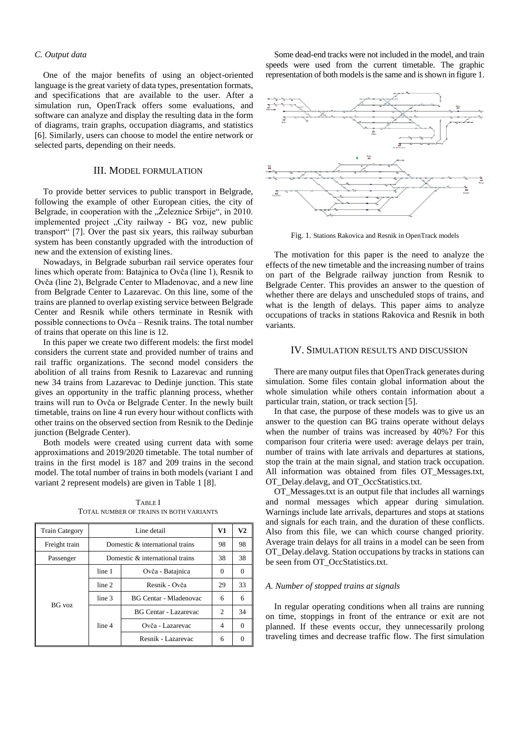### C. Output data

One of the major benefits of using an object-oriented language is the great variety of data types, presentation formats, and specifications that are available to the user. After a simulation run, OpenTrack offers some evaluations, and software can analyze and display the resulting data in the form of diagrams, train graphs, occupation diagrams, and statistics [6]. Similarly, users can choose to model the entire network or selected parts, depending on their needs.

## III. Model formulation

To provide better services to public transport in Belgrade, following the example of other European cities, the city of Belgrade, in cooperation with the „Železnice Srbije", in 2010. implemented project „City railway - BG voz, new public transport" [7]. Over the past six years, this railway suburban system has been constantly upgraded with the introduction of new and the extension of existing lines.

Nowadays, in Belgrade suburban rail service operates four lines which operate from: Batajnica to Ovča (line 1), Resnik to Ovča (line 2), Belgrade Center to Mladenovac, and a new line from Belgrade Center to Lazarevac. On this line, some of the trains are planned to overlap existing service between Belgrade Center and Resnik while others terminate in Resnik with possible connections to Ovča – Resnik trains. The total number of trains that operate on this line is 12.

In this paper we create two different models: the first model considers the current state and provided number of trains and rail traffic organizations. The second model considers the abolition of all trains from Resnik to Lazarevac and running new 34 trains from Lazarevac to Dedinje junction. This state gives an opportunity in the traffic planning process, whether trains will run to Ovča or Belgrade Center. In the newly built timetable, trains on line 4 run every hour without conflicts with other trains on the observed section from Resnik to the Dedinje junction (Belgrade Center).

Both models were created using current data with some approximations and 2019/2020 timetable. The total number of trains in the first model is 187 and 209 trains in the second model. The total number of trains in both models (variant 1 and variant 2 represent models) are given in Table 1 [8].

TABLE I
TOTAL NUMBER OF TRAINS IN BOTH VARIANTS

| Train Category | Line detail | | V1 | V2 |
|---|---|---|---|---|
| Freight train | Domestic & international trains | | 98 | 98 |
| Passenger | Domestic & international trains | | 38 | 38 |
| BG voz | line 1 | Ovča - Batajnica | 0 | 0 |
| | line 2 | Resnik - Ovča | 29 | 33 |
| | line 3 | BG Centar - Mladenovac | 6 | 6 |
| | line 4 | BG Centar - Lazarevac | 2 | 34 |
| | | Ovča - Lazarevac | 4 | 0 |
| | | Resnik - Lazarevac | 6 | 0 |

Some dead-end tracks were not included in the model, and train speeds were used from the current timetable. The graphic representation of both models is the same and is shown in figure 1.

Fig. 1. Stations Rakovica and Resnik in OpenTrack models

The motivation for this paper is the need to analyze the effects of the new timetable and the increasing number of trains on part of the Belgrade railway junction from Resnik to Belgrade Center. This provides an answer to the question of whether there are delays and unscheduled stops of trains, and what is the length of delays. This paper aims to analyze occupations of tracks in stations Rakovica and Resnik in both variants.

## IV. Simulation results and discussion

There are many output files that OpenTrack generates during simulation. Some files contain global information about the whole simulation while others contain information about a particular train, station, or track section [5].

In that case, the purpose of these models was to give us an answer to the question can BG trains operate without delays when the number of trains was increased by 40%? For this comparison four criteria were used: average delays per train, number of trains with late arrivals and departures at stations, stop the train at the main signal, and station track occupation. All information was obtained from files OT_Messages.txt, OT_Delay.delavg, and OT_OccStatistics.txt.

OT_Messages.txt is an output file that includes all warnings and normal messages which appear during simulation. Warnings include late arrivals, departures and stops at stations and signals for each train, and the duration of these conflicts. Also from this file, we can which course changed priority. Average train delays for all trains in a model can be seen from OT_Delay.delavg. Station occupations by tracks in stations can be seen from OT_OccStatistics.txt.

### A. Number of stopped trains at signals

In regular operating conditions when all trains are running on time, stoppings in front of the entrance or exit are not planned. If these events occur, they unnecessarily prolong traveling times and decrease traffic flow. The first simulation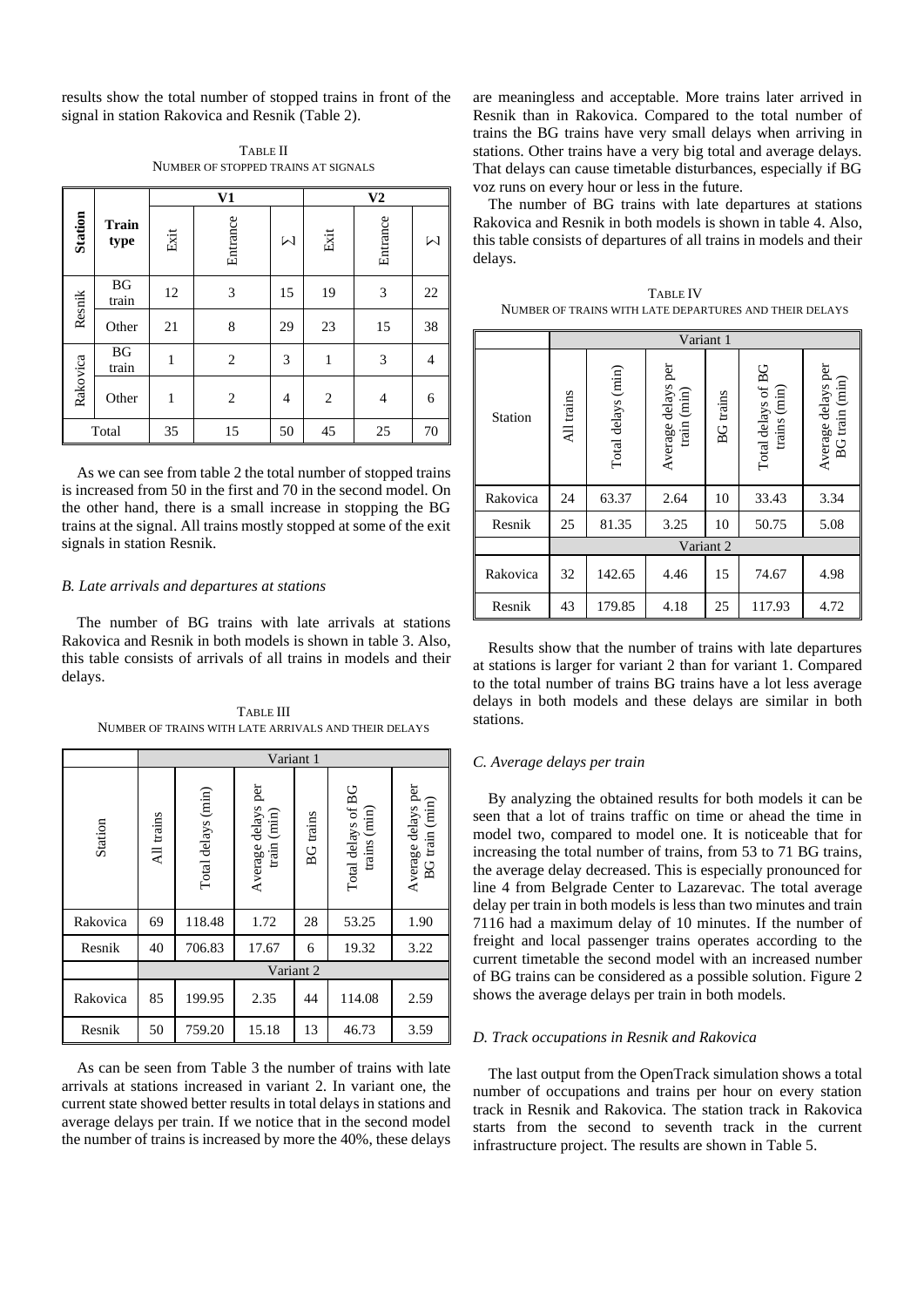results show the total number of stopped trains in front of the signal in station Rakovica and Resnik (Table 2).

TABLE II
NUMBER OF STOPPED TRAINS AT SIGNALS

| Station | Train type | V1 | | | V2 | | |
|---|---|---|---|---|---|---|---|
| | | Exit | Entrance | Σ | Exit | Entrance | Σ |
| Resnik | BG train | 12 | 3 | 15 | 19 | 3 | 22 |
| | Other | 21 | 8 | 29 | 23 | 15 | 38 |
| Rakovica | BG train | 1 | 2 | 3 | 1 | 3 | 4 |
| | Other | 1 | 2 | 4 | 2 | 4 | 6 |
| Total | | 35 | 15 | 50 | 45 | 25 | 70 |

As we can see from table 2 the total number of stopped trains is increased from 50 in the first and 70 in the second model. On the other hand, there is a small increase in stopping the BG trains at the signal. All trains mostly stopped at some of the exit signals in station Resnik.

### *B. Late arrivals and departures at stations*

The number of BG trains with late arrivals at stations Rakovica and Resnik in both models is shown in table 3. Also, this table consists of arrivals of all trains in models and their delays.

TABLE III
NUMBER OF TRAINS WITH LATE ARRIVALS AND THEIR DELAYS

| Station | All trains | Total delays (min) | Average delays per train (min) | BG trains | Total delays of BG trains (min) | Average delays per BG train (min) |
|---|---|---|---|---|---|---|
| | Variant 1 | | | | | |
| Rakovica | 69 | 118.48 | 1.72 | 28 | 53.25 | 1.90 |
| Resnik | 40 | 706.83 | 17.67 | 6 | 19.32 | 3.22 |
| | Variant 2 | | | | | |
| Rakovica | 85 | 199.95 | 2.35 | 44 | 114.08 | 2.59 |
| Resnik | 50 | 759.20 | 15.18 | 13 | 46.73 | 3.59 |

As can be seen from Table 3 the number of trains with late arrivals at stations increased in variant 2. In variant one, the current state showed better results in total delays in stations and average delays per train. If we notice that in the second model the number of trains is increased by more the 40%, these delays are meaningless and acceptable. More trains later arrived in Resnik than in Rakovica. Compared to the total number of trains the BG trains have very small delays when arriving in stations. Other trains have a very big total and average delays. That delays can cause timetable disturbances, especially if BG voz runs on every hour or less in the future.

The number of BG trains with late departures at stations Rakovica and Resnik in both models is shown in table 4. Also, this table consists of departures of all trains in models and their delays.

TABLE IV
NUMBER OF TRAINS WITH LATE DEPARTURES AND THEIR DELAYS

| Station | All trains | Total delays (min) | Average delays per train (min) | BG trains | Total delays of BG trains (min) | Average delays per BG train (min) |
|---|---|---|---|---|---|---|
| | Variant 1 | | | | | |
| Rakovica | 24 | 63.37 | 2.64 | 10 | 33.43 | 3.34 |
| Resnik | 25 | 81.35 | 3.25 | 10 | 50.75 | 5.08 |
| | Variant 2 | | | | | |
| Rakovica | 32 | 142.65 | 4.46 | 15 | 74.67 | 4.98 |
| Resnik | 43 | 179.85 | 4.18 | 25 | 117.93 | 4.72 |

Results show that the number of trains with late departures at stations is larger for variant 2 than for variant 1. Compared to the total number of trains BG trains have a lot less average delays in both models and these delays are similar in both stations.

### *C. Average delays per train*

By analyzing the obtained results for both models it can be seen that a lot of trains traffic on time or ahead the time in model two, compared to model one. It is noticeable that for increasing the total number of trains, from 53 to 71 BG trains, the average delay decreased. This is especially pronounced for line 4 from Belgrade Center to Lazarevac. The total average delay per train in both models is less than two minutes and train 7116 had a maximum delay of 10 minutes. If the number of freight and local passenger trains operates according to the current timetable the second model with an increased number of BG trains can be considered as a possible solution. Figure 2 shows the average delays per train in both models.

### *D. Track occupations in Resnik and Rakovica*

The last output from the OpenTrack simulation shows a total number of occupations and trains per hour on every station track in Resnik and Rakovica. The station track in Rakovica starts from the second to seventh track in the current infrastructure project. The results are shown in Table 5.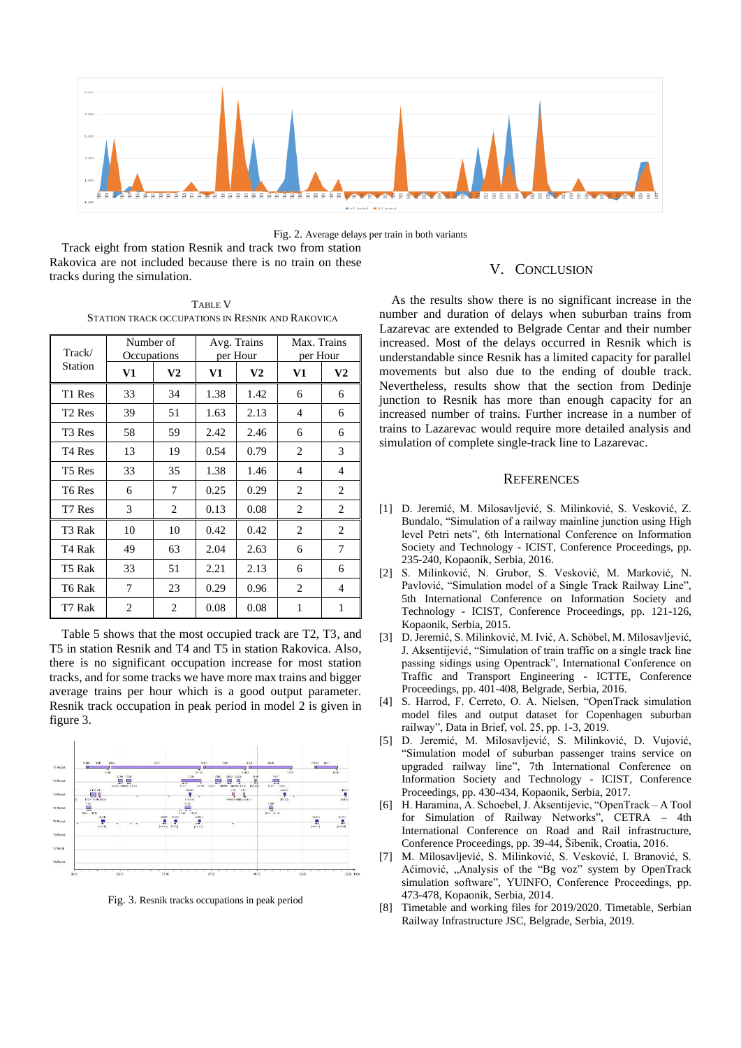Fig. 2. Average delays per train in both variants

Track eight from station Resnik and track two from station Rakovica are not included because there is no train on these tracks during the simulation.

TABLE V
STATION TRACK OCCUPATIONS IN RESNIK AND RAKOVICA

| Track/ Station | Number of Occupations | | Avg. Trains per Hour | | Max. Trains per Hour | |
|---|---|---|---|---|---|---|
| | V1 | V2 | V1 | V2 | V1 | V2 |
| T1 Res | 33 | 34 | 1.38 | 1.42 | 6 | 6 |
| T2 Res | 39 | 51 | 1.63 | 2.13 | 4 | 6 |
| T3 Res | 58 | 59 | 2.42 | 2.46 | 6 | 6 |
| T4 Res | 13 | 19 | 0.54 | 0.79 | 2 | 3 |
| T5 Res | 33 | 35 | 1.38 | 1.46 | 4 | 4 |
| T6 Res | 6 | 7 | 0.25 | 0.29 | 2 | 2 |
| T7 Res | 3 | 2 | 0.13 | 0.08 | 2 | 2 |
| T3 Rak | 10 | 10 | 0.42 | 0.42 | 2 | 2 |
| T4 Rak | 49 | 63 | 2.04 | 2.63 | 6 | 7 |
| T5 Rak | 33 | 51 | 2.21 | 2.13 | 6 | 6 |
| T6 Rak | 7 | 23 | 0.29 | 0.96 | 2 | 4 |
| T7 Rak | 2 | 2 | 0.08 | 0.08 | 1 | 1 |

Table 5 shows that the most occupied track are T2, T3, and T5 in station Resnik and T4 and T5 in station Rakovica. Also, there is no significant occupation increase for most station tracks, and for some tracks we have more max trains and bigger average trains per hour which is a good output parameter. Resnik track occupation in peak period in model 2 is given in figure 3.

Fig. 3. Resnik tracks occupations in peak period

## V. CONCLUSION

As the results show there is no significant increase in the number and duration of delays when suburban trains from Lazarevac are extended to Belgrade Centar and their number increased. Most of the delays occurred in Resnik which is understandable since Resnik has a limited capacity for parallel movements but also due to the ending of double track. Nevertheless, results show that the section from Dedinje junction to Resnik has more than enough capacity for an increased number of trains. Further increase in a number of trains to Lazarevac would require more detailed analysis and simulation of complete single-track line to Lazarevac.

## REFERENCES

[1] D. Jeremić, M. Milosavljević, S. Milinković, S. Vesković, Z. Bundalo, "Simulation of a railway mainline junction using High level Petri nets", 6th International Conference on Information Society and Technology - ICIST, Conference Proceedings, pp. 235-240, Kopaonik, Serbia, 2016.

[2] S. Milinković, N. Grubor, S. Vesković, M. Marković, N. Pavlović, "Simulation model of a Single Track Railway Line", 5th International Conference on Information Society and Technology - ICIST, Conference Proceedings, pp. 121-126, Kopaonik, Serbia, 2015.

[3] D. Jeremić, S. Milinković, M. Ivić, A. Schöbel, M. Milosavljević, J. Aksentijević, "Simulation of train traffic on a single track line passing sidings using Opentrack", International Conference on Traffic and Transport Engineering - ICTTE, Conference Proceedings, pp. 401-408, Belgrade, Serbia, 2016.

[4] S. Harrod, F. Cerreto, O. A. Nielsen, "OpenTrack simulation model files and output dataset for Copenhagen suburban railway", Data in Brief, vol. 25, pp. 1-3, 2019.

[5] D. Jeremić, M. Milosavljević, S. Milinković, D. Vujović, "Simulation model of suburban passenger trains service on upgraded railway line", 7th International Conference on Information Society and Technology - ICIST, Conference Proceedings, pp. 430-434, Kopaonik, Serbia, 2017.

[6] H. Haramina, A. Schoebel, J. Aksentijevic, "OpenTrack – A Tool for Simulation of Railway Networks", CETRA – 4th International Conference on Road and Rail infrastructure, Conference Proceedings, pp. 39-44, Šibenik, Croatia, 2016.

[7] M. Milosavljević, S. Milinković, S. Vesković, I. Branović, S. Aćimović, „Analysis of the "Bg voz" system by OpenTrack simulation software", YUINFO, Conference Proceedings, pp. 473-478, Kopaonik, Serbia, 2014.

[8] Timetable and working files for 2019/2020. Timetable, Serbian Railway Infrastructure JSC, Belgrade, Serbia, 2019.